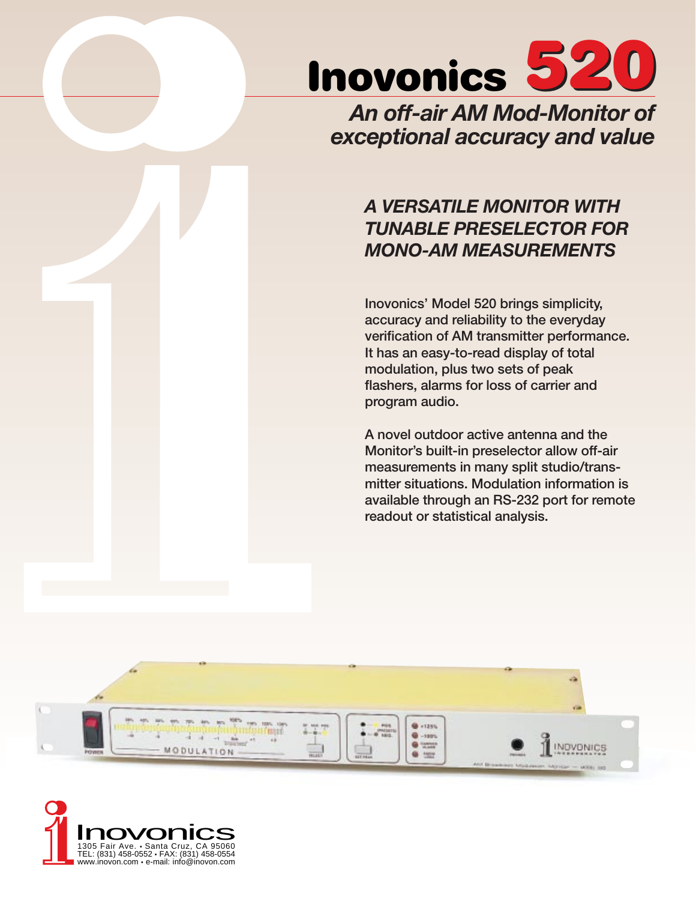# Inovonics 520

*An off-air AM Mod-Monitor of exceptional accuracy and value*

## *A VERSATILE MONITOR WITH TUNABLE PRESELECTOR FOR MONO-AM MEASUREMENTS*

Inovonics' Model 520 brings simplicity, accuracy and reliability to the everyday verification of AM transmitter performance. It has an easy-to-read display of total modulation, plus two sets of peak flashers, alarms for loss of carrier and program audio.

A novel outdoor active antenna and the Monitor's built-in preselector allow off-air measurements in many split studio/transmitter situations. Modulation information is available through an RS-232 port for remote readout or statistical analysis.

Inovonics
1305 Fair Ave. • Santa Cruz, CA 95060
TEL: (831) 458-0552 • FAX: (831) 458-0554
www.inovon.com • e-mail: info@inovon.com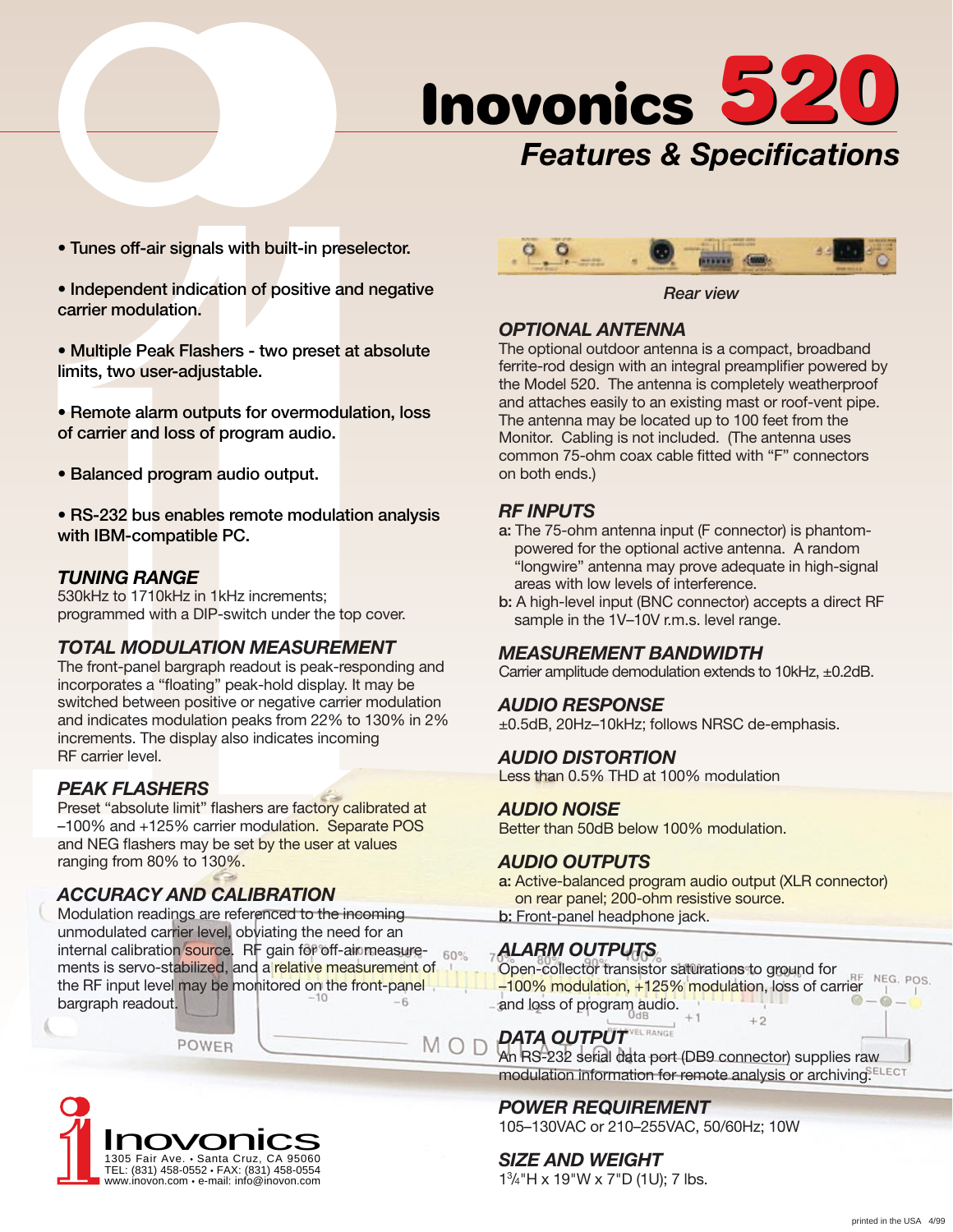# Inovonics 520

## *Features & Specifications*

- Tunes off-air signals with built-in preselector.
- Independent indication of positive and negative carrier modulation.
- Multiple Peak Flashers - two preset at absolute limits, two user-adjustable.
- Remote alarm outputs for overmodulation, loss of carrier and loss of program audio.
- Balanced program audio output.
- RS-232 bus enables remote modulation analysis with IBM-compatible PC.

### *TUNING RANGE*
530kHz to 1710kHz in 1kHz increments; programmed with a DIP-switch under the top cover.

### *TOTAL MODULATION MEASUREMENT*
The front-panel bargraph readout is peak-responding and incorporates a "floating" peak-hold display. It may be switched between positive or negative carrier modulation and indicates modulation peaks from 22% to 130% in 2% increments. The display also indicates incoming RF carrier level.

### *PEAK FLASHERS*
Preset "absolute limit" flashers are factory calibrated at –100% and +125% carrier modulation. Separate POS and NEG flashers may be set by the user at values ranging from 80% to 130%.

### *ACCURACY AND CALIBRATION*
Modulation readings are referenced to the incoming unmodulated carrier level, obviating the need for an internal calibration source. RF gain for off-air measurements is servo-stabilized, and a relative measurement of the RF input level may be monitored on the front-panel bargraph readout.

*Rear view*

### *OPTIONAL ANTENNA*
The optional outdoor antenna is a compact, broadband ferrite-rod design with an integral preamplifier powered by the Model 520. The antenna is completely weatherproof and attaches easily to an existing mast or roof-vent pipe. The antenna may be located up to 100 feet from the Monitor. Cabling is not included. (The antenna uses common 75-ohm coax cable fitted with "F" connectors on both ends.)

### *RF INPUTS*
a: The 75-ohm antenna input (F connector) is phantom-powered for the optional active antenna. A random "longwire" antenna may prove adequate in high-signal areas with low levels of interference.
b: A high-level input (BNC connector) accepts a direct RF sample in the 1V–10V r.m.s. level range.

### *MEASUREMENT BANDWIDTH*
Carrier amplitude demodulation extends to 10kHz, ±0.2dB.

### *AUDIO RESPONSE*
±0.5dB, 20Hz–10kHz; follows NRSC de-emphasis.

### *AUDIO DISTORTION*
Less than 0.5% THD at 100% modulation

### *AUDIO NOISE*
Better than 50dB below 100% modulation.

### *AUDIO OUTPUTS*
a: Active-balanced program audio output (XLR connector) on rear panel; 200-ohm resistive source.
b: Front-panel headphone jack.

### *ALARM OUTPUTS*
Open-collector transistor saturations to ground for –100% modulation, +125% modulation, loss of carrier and loss of program audio.

### *DATA OUTPUT*
An RS-232 serial data port (DB9 connector) supplies raw modulation information for remote analysis or archiving.

### *POWER REQUIREMENT*
105–130VAC or 210–255VAC, 50/60Hz; 10W

### *SIZE AND WEIGHT*
1¾"H x 19"W x 7"D (1U); 7 lbs.

Inovonics
1305 Fair Ave. • Santa Cruz, CA 95060
TEL: (831) 458-0552 • FAX: (831) 458-0554
www.inovon.com • e-mail: info@inovon.com

printed in the USA 4/99